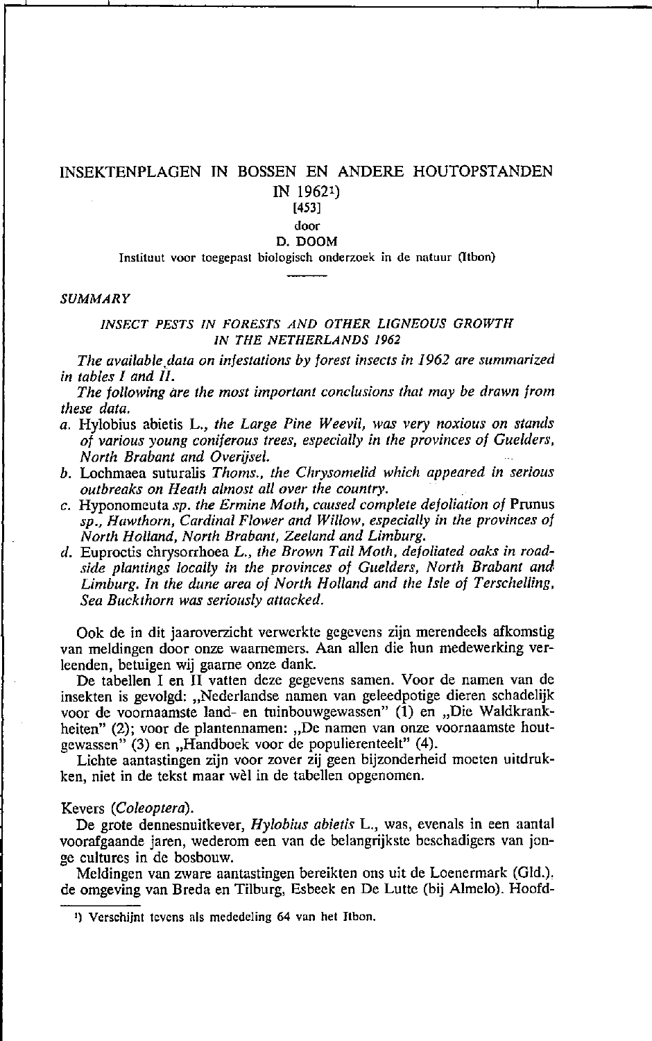# INSEKTENPLAGEN IN BOSSEN EN ANDERE HOUTOPSTANDEN IN 1962[1)]

[453]

door

**D. DOOM**

Instituut voor toegepast biologisch onderzoek in de natuur (Itbon)

## *SUMMARY*

### *INSECT PESTS IN FORESTS AND OTHER LIGNEOUS GROWTH IN THE NETHERLANDS 1962*

*The available data on infestations by forest insects in 1962 are summarized in tables I and II.*

*The following are the most important conclusions that may be drawn from these data.*

*a.* Hylobius abietis L., *the Large Pine Weevil, was very noxious on stands of various young coniferous trees, especially in the provinces of Guelders, North Brabant and Overijsel.*

*b.* Lochmaea suturalis *Thoms., the Chrysomelid which appeared in serious outbreaks on Heath almost all over the country.*

*c.* Hyponomeuta *sp. the Ermine Moth, caused complete defoliation of* Prunus *sp., Hawthorn, Cardinal Flower and Willow, especially in the provinces of North Holland, North Brabant, Zeeland and Limburg.*

*d.* Euproctis chrysorrhoea *L., the Brown Tail Moth, defoliated oaks in roadside plantings locally in the provinces of Guelders, North Brabant and Limburg. In the dune area of North Holland and the Isle of Terschelling, Sea Buckthorn was seriously attacked.*

Ook de in dit jaaroverzicht verwerkte gegevens zijn merendeels afkomstig van meldingen door onze waarnemers. Aan allen die hun medewerking verleenden, betuigen wij gaarne onze dank.

De tabellen I en II vatten deze gegevens samen. Voor de namen van de insekten is gevolgd: „Nederlandse namen van geleedpotige dieren schadelijk voor de voornaamste land- en tuinbouwgewassen" (1) en „Die Waldkrankheiten" (2); voor de plantennamen: „De namen van onze voornaamste houtgewassen" (3) en „Handboek voor de populierenteelt" (4).

Lichte aantastingen zijn voor zover zij geen bijzonderheid moeten uitdrukken, niet in de tekst maar wèl in de tabellen opgenomen.

### Kevers (*Coleoptera*).

De grote dennesnuitkever, *Hylobius abietis* L., was, evenals in een aantal voorafgaande jaren, wederom een van de belangrijkste beschadigers van jonge cultures in de bosbouw.

Meldingen van zware aantastingen bereikten ons uit de Loenermark (Gld.). de omgeving van Breda en Tilburg, Esbeek en De Lutte (bij Almelo). Hoofd-

---

[1)] Verschijnt tevens als mededeling 64 van het Itbon.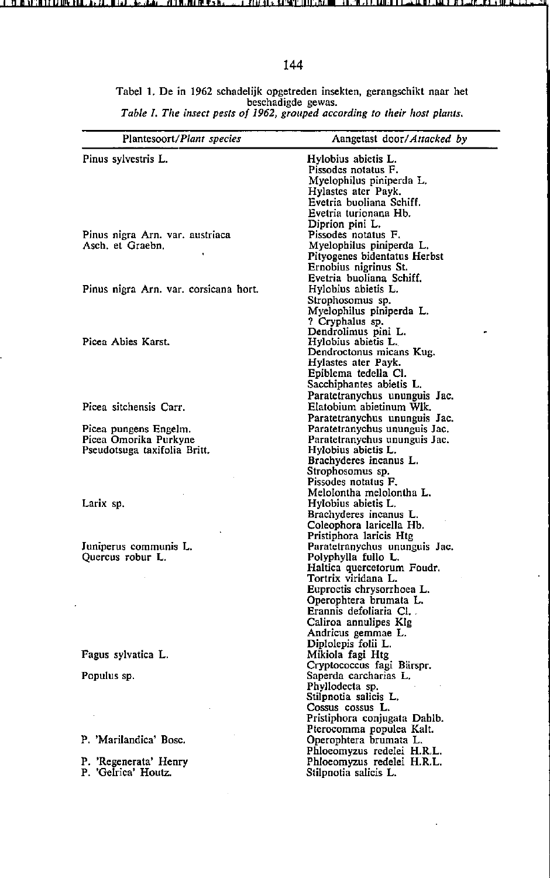Tabel 1. De in 1962 schadelijk opgetreden insekten, gerangschikt naar het beschadigde gewas.
*Table I. The insect pests of 1962, grouped according to their host plants.*

| Plantesoort/*Plant species* | Aangetast door/*Attacked by* |
|---|---|
| Pinus sylvestris L. | Hylobius abietis L. |
| | Pissodes notatus F. |
| | Myelophilus piniperda L. |
| | Hylastes ater Payk. |
| | Evetria buoliana Schiff. |
| | Evetria turionana Hb. |
| | Diprion pini L. |
| Pinus nigra Arn. var. austriaca Asch. et Graebn. | Pissodes notatus F. |
| | Myelophilus piniperda L. |
| | Pityogenes bidentatus Herbst |
| | Ernobius nigrinus St. |
| | Evetria buoliana Schiff. |
| Pinus nigra Arn. var. corsicana hort. | Hylobius abietis L. |
| | Strophosomus sp. |
| | Myelophilus piniperda L. |
| | ? Cryphalus sp. |
| | Dendrolimus pini L. |
| Picea Abies Karst. | Hylobius abietis L. |
| | Dendroctonus micans Kug. |
| | Hylastes ater Payk. |
| | Epiblema tedella Cl. |
| | Sacchiphantes abietis L. |
| | Paratetranychus ununguis Jac. |
| Picea sitchensis Carr. | Elatobium abietinum Wlk. |
| | Paratetranychus ununguis Jac. |
| Picea pungens Engelm. | Paratetranychus ununguis Jac. |
| Picea Omorika Purkyne | Paratetranychus ununguis Jac. |
| Pseudotsuga taxifolia Britt. | Hylobius abietis L. |
| | Brachyderes incanus L. |
| | Strophosomus sp. |
| | Pissodes notatus F. |
| | Melolontha melolontha L. |
| Larix sp. | Hylobius abietis L. |
| | Brachyderes incanus L. |
| | Coleophora laricella Hb. |
| | Pristiphora laricis Htg |
| Juniperus communis L. | Paratetranychus ununguis Jac. |
| Quercus robur L. | Polyphylla fullo L. |
| | Haltica quercetorum Foudr. |
| | Tortrix viridana L. |
| | Euproctis chrysorrhoea L. |
| | Operophtera brumata L. |
| | Erannis defoliaria Cl. |
| | Caliroa annulipes Klg |
| | Andricus gemmae L. |
| | Diplolepis folii L. |
| Fagus sylvatica L. | Mikiola fagi Htg |
| | Cryptococcus fagi Bärspr. |
| Populus sp. | Saperda carcharias L. |
| | Phyllodecta sp. |
| | Stilpnotia salicis L. |
| | Cossus cossus L. |
| | Pristiphora conjugata Dahlb. |
| | Pterocomma populea Kalt. |
| P. 'Marilandica' Bosc. | Operophtera brumata L. |
| | Phloeomyzus redelei H.R.L. |
| P. 'Regenerata' Henry | Phloeomyzus redelei H.R.L. |
| P. 'Gelrica' Houtz. | Stilpnotia salicis L. |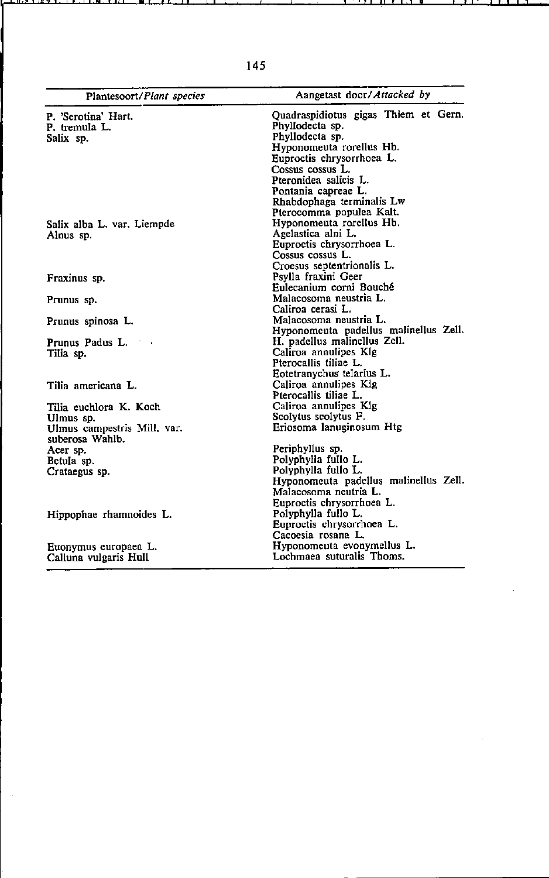| Plantesoort/*Plant species* | Aangetast door/*Attacked by* |
| --- | --- |
| P. 'Serotina' Hart. | Quadraspidiotus gigas Thiem et Gern. |
| P. tremula L. | Phyllodecta sp. |
| Salix sp. | Phyllodecta sp. |
| | Hyponomeuta rorellus Hb. |
| | Euproctis chrysorrhoea L. |
| | Cossus cossus L. |
| | Pteronidea salicis L. |
| | Pontania capreae L. |
| | Rhabdophaga terminalis Lw |
| | Pterocomma populea Kalt. |
| Salix alba L. var. Liempde | Hyponomeuta rorellus Hb. |
| Alnus sp. | Agelastica alni L. |
| | Euproctis chrysorrhoea L. |
| | Cossus cossus L. |
| | Croesus septentrionalis L. |
| Fraxinus sp. | Psylla fraxini Geer |
| | Eulecanium corni Bouché |
| Prunus sp. | Malacosoma neustria L. |
| | Caliroa cerasi L. |
| Prunus spinosa L. | Malacosoma neustria L. |
| | Hyponomeuta padellus malinellus Zell. |
| Prunus Padus L. | H. padellus malinellus Zell. |
| Tilia sp. | Caliroa annulipes Klg |
| | Pterocallis tiliae L. |
| | Eotetranychus telarius L. |
| Tilia americana L. | Caliroa annulipes Klg |
| | Pterocallis tiliae L. |
| Tilia euchlora K. Koch | Caliroa annulipes Klg |
| Ulmus sp. | Scolytus scolytus F. |
| Ulmus campestris Mill. var. suberosa Wahlb. | Eriosoma lanuginosum Htg |
| Acer sp. | Periphyllus sp. |
| Betula sp. | Polyphylla fullo L. |
| Crataegus sp. | Polyphylla fullo L. |
| | Hyponomeuta padellus malinellus Zell. |
| | Malacosoma neutria L. |
| | Euproctis chrysorrhoea L. |
| Hippophae rhamnoides L. | Polyphylla fullo L. |
| | Euproctis chrysorrhoea L. |
| | Cacoesia rosana L. |
| Euonymus europaea L. | Hyponomeuta evonymellus L. |
| Calluna vulgaris Hull | Lochmaea suturalis Thoms. |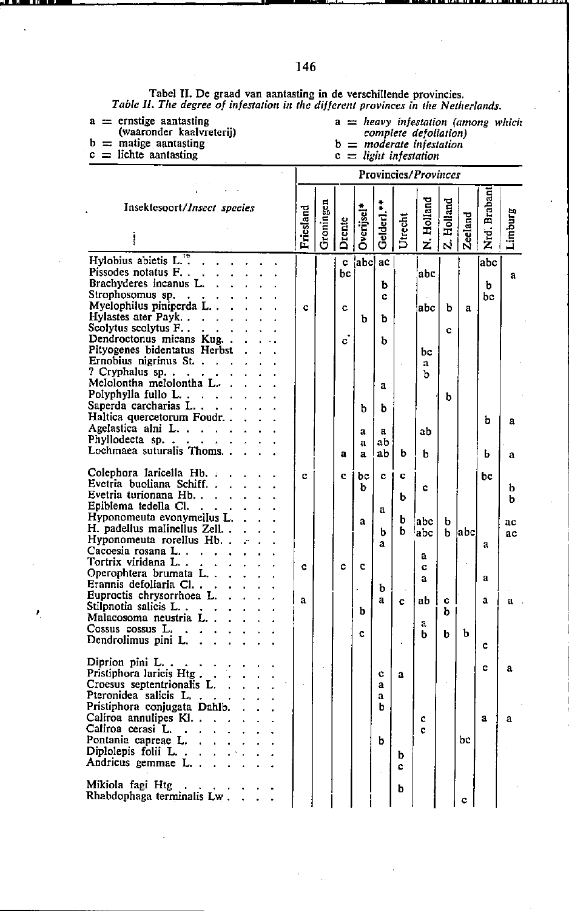Tabel II. De graad van aantasting in de verschillende provincies.
*Table II. The degree of infestation in the different provinces in the Netherlands.*

a = ernstige aantasting (waaronder kaalvreterij)
b = matige aantasting
c = lichte aantasting

a = *heavy infestation (among which complete defoliation)*
b = *moderate infestation*
c = *light infestation*

| Insektesoort/*Insect species* | Provincies/*Provinces* | | | | | | | | | | |
|---|---|---|---|---|---|---|---|---|---|---|---|
| | Friesland | Groningen | Drente | Overijsel* | Gelderl.** | Utrecht | N. Holland | Z. Holland | Zeeland | Nrd. Brabant | Limburg |
| Hylobius abietis L. | | | c | abc | ac | | | | | abc | |
| Pissodes notatus F. | | | bc | | | | abc | | | | a |
| Brachyderes incanus L. | | | | | b | | | | | b | |
| Strophosomus sp. | | | | | c | | | | | bc | |
| Myelophilus piniperda L. | c | | c | | | | abc | b | a | | |
| Hylastes ater Payk. | | | | b | b | | | | | | |
| Scolytus scolytus F. | | | | | | | | c | | | |
| Dendroctonus micans Kug. | | | c | | b | | | | | | |
| Pityogenes bidentatus Herbst | | | | | | | bc | | | | |
| Ernobius nigrinus St. | | | | | | | a | | | | |
| ? Cryphalus sp. | | | | | | | b | | | | |
| Melolontha melolontha L. | | | | | a | | | | | | |
| Polyphylla fullo L. | | | | | | | | b | | | |
| Saperda carcharias L. | | | | b | b | | | | | | |
| Haltica quercetorum Foudr. | | | | | | | | | | b | a |
| Agelastica alni L. | | | | a | a | | ab | | | | |
| Phyllodecta sp. | | | | a | ab | | | | | | |
| Lochmaea suturalis Thoms. | | | a | a | ab | b | b | | | b | a |
| Colephora laricella Hb. | c | | c | bc | c | c | | | | bc | |
| Evetria buoliana Schiff. | | | | b | | | c | | | | b |
| Evetria turionana Hb. | | | | | | b | | | | | b |
| Epiblema tedella Cl. | | | | | a | | | | | | |
| Hyponomeuta evonymellus L. | | | | a | | b | abc | b | | | ac |
| H. padellus malinellus Zell. | | | | | b | b | abc | b | abc | | ac |
| Hyponomeuta rorellus Hb. | | | | | a | | | | | a | |
| Cacoesia rosana L. | | | | | | | a | | | | |
| Tortrix viridana L. | c | | c | c | | | c | | | | |
| Operophtera brumata L. | | | | | | | a | | | a | |
| Erannis defoliaria Cl. | | | | | b | | | | | | |
| Euproctis chrysorrhoea L. | a | | | | a | c | ab | c | | a | a |
| Stilpnotia salicis L. | | | | b | | | | b | | | |
| Malacosoma neustria L. | | | | | | | a | | | | |
| Cossus cossus L. | | | | c | | | b | b | b | | |
| Dendrolimus pini L. | | | | | | | | | | c | |
| Diprion pini L. | | | | | | | | | | c | a |
| Pristiphora laricis Htg | | | | | c | a | | | | | |
| Croesus septentrionalis L. | | | | | a | | | | | | |
| Pteronidea salicis L. | | | | | a | | | | | | |
| Pristiphora conjugata Dahlb. | | | | | b | | | | | | |
| Caliroa annulipes Kl. | | | | | | | c | | | a | a |
| Caliroa cerasi L. | | | | | | | c | | | | |
| Pontania capreae L. | | | | | b | | | | bc | | |
| Diplolepis folii L. | | | | | | b | | | | | |
| Andricus gemmae L. | | | | | | c | | | | | |
| Mikiola fagi Htg | | | | | | b | | | | | |
| Rhabdophaga terminalis Lw. | | | | | | | | | c | | |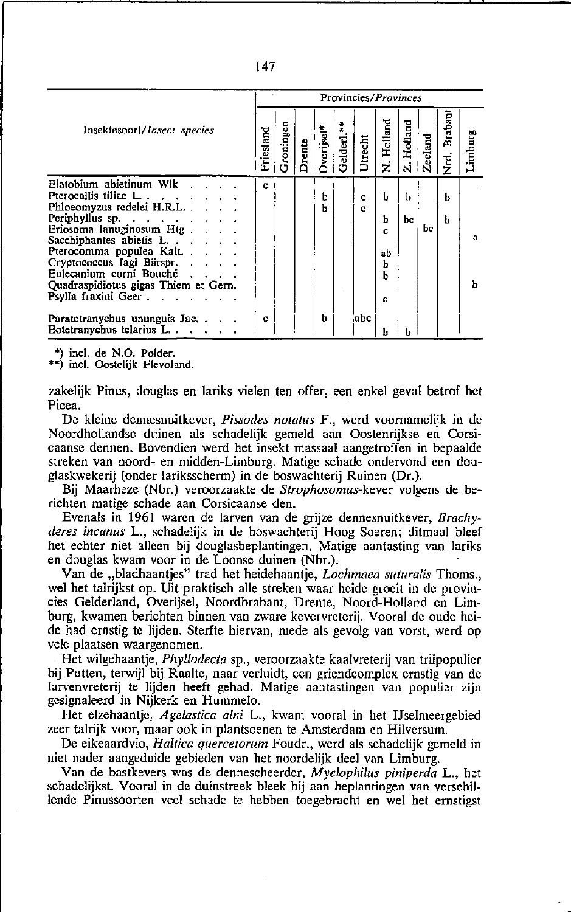| Insektesoort/*Insect species* | Provincies/*Provinces* | | | | | | | | | | |
|---|---|---|---|---|---|---|---|---|---|---|---|
| | Friesland | Groningen | Drente | Overijsel* | Gelderl.** | Utrecht | N. Holland | Z. Holland | Zeeland | Nrd. Brabant | Limburg |
| Elatobium abietinum Wlk | c | | | | | | | | | | |
| Pterocallis tiliae L. | | | | b | | c | b | b | | b | |
| Phloeomyzus redelei H.R.L. | | | | b | | c | | | | | |
| Periphyllus sp. | | | | | | | b | bc | | b | |
| Eriosoma lanuginosum Htg | | | | | | | c | | bc | | |
| Sacchiphantes abietis L. | | | | | | | | | | | a |
| Pterocomma populea Kalt. | | | | | | | ab | | | | |
| Cryptococcus fagi Bärspr. | | | | | | | b | | | | |
| Eulecanium corni Bouché | | | | | | | b | | | | |
| Quadraspidiotus gigas Thiem et Gern. | | | | | | | | | | | b |
| Psylla fraxini Geer | | | | | | | c | | | | |
| Paratetranychus ununguis Jac. | c | | | b | | abc | | | | | |
| Eotetranychus telarius L. | | | | | | | b | b | | | |

*) incl. de N.O. Polder.
**) incl. Oostelijk Flevoland.

zakelijk Pinus, douglas en lariks vielen ten offer, een enkel geval betrof het Picea.

De kleine dennesnuitkever, *Pissodes notatus* F., werd voornamelijk in de Noordhollandse duinen als schadelijk gemeld aan Oostenrijkse en Corsicaanse dennen. Bovendien werd het insekt massaal aangetroffen in bepaalde streken van noord- en midden-Limburg. Matige schade ondervond een douglaskwekerij (onder larikscherm) in de boswachterij Ruinen (Dr.).

Bij Maarheze (Nbr.) veroorzaakte de *Strophosomus*-kever volgens de berichten matige schade aan Corsicaanse den.

Evenals in 1961 waren de larven van de grijze dennesnuitkever, *Brachyderes incanus* L., schadelijk in de boswachterij Hoog Soeren; ditmaal bleef het echter niet alleen bij douglasbeplantingen. Matige aantasting van lariks en douglas kwam voor in de Loonse duinen (Nbr.).

Van de „bladhaantjes" trad het heidehaantje, *Lochmaea suturalis* Thoms., wel het talrijkst op. Uit praktisch alle streken waar heide groeit in de provincies Gelderland, Overijsel, Noordbrabant, Drente, Noord-Holland en Limburg, kwamen berichten binnen van zware kevervreterij. Vooral de oude heide had ernstig te lijden. Sterfte hiervan, mede als gevolg van vorst, werd op vele plaatsen waargenomen.

Het wilgehaantje, *Phyllodecta* sp., veroorzaakte kaalvreterij van trilpopulier bij Putten, terwijl bij Raalte, naar verluidt, een griendcomplex ernstig van de larvenvreterij te lijden heeft gehad. Matige aantastingen van populier zijn gesignaleerd in Nijkerk en Hummelo.

Het elzehaantje, *Agelastica alni* L., kwam vooral in het IJselmeergebied zeer talrijk voor, maar ook in plantsoenen te Amsterdam en Hilversum.

De eikeaardvlo, *Haltica quercetorum* Foudr., werd als schadelijk gemeld in niet nader aangeduide gebieden van het noordelijk deel van Limburg.

Van de bastkevers was de dennescheerder, *Myelophilus piniperda* L., het schadelijkst. Vooral in de duinstreek bleek hij aan beplantingen van verschillende Pinussoorten veel schade te hebben toegebracht en wel het ernstigst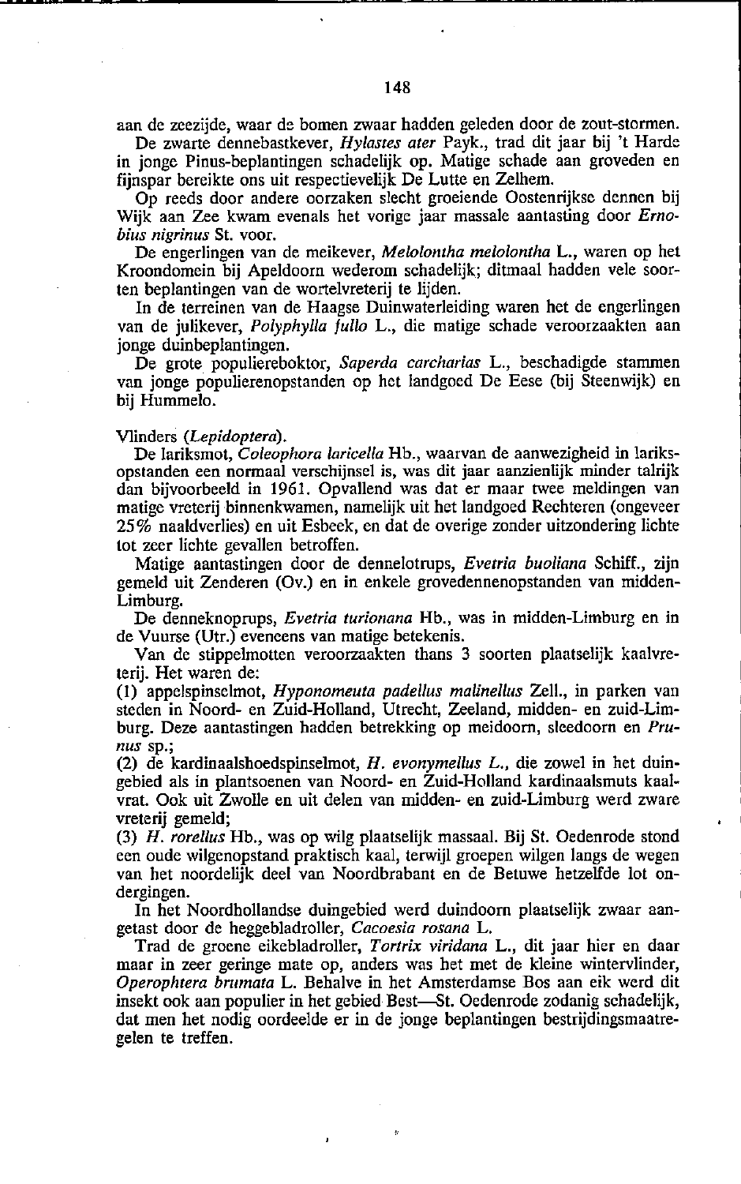aan de zeezijde, waar de bomen zwaar hadden geleden door de zout-stormen.

De zwarte dennebastkever, *Hylastes ater* Payk., trad dit jaar bij 't Harde in jonge Pinus-beplantingen schadelijk op. Matige schade aan groveden en fijnspar bereikte ons uit respectievelijk De Lutte en Zelhem.

Op reeds door andere oorzaken slecht groeiende Oostenrijkse dennen bij Wijk aan Zee kwam evenals het vorige jaar massale aantasting door *Ernobius nigrinus* St. voor.

De engerlingen van de meikever, *Melolontha melolontha* L., waren op het Kroondomein bij Apeldoorn wederom schadelijk; ditmaal hadden vele soorten beplantingen van de wortelvreterij te lijden.

In de terreinen van de Haagse Duinwaterleiding waren het de engerlingen van de julikever, *Polyphylla fullo* L., die matige schade veroorzaakten aan jonge duinbeplantingen.

De grote populiereboktor, *Saperda carcharias* L., beschadigde stammen van jonge populierenopstanden op het landgoed De Eese (bij Steenwijk) en bij Hummelo.

Vlinders (*Lepidoptera*).

De lariksmot, *Coleophora laricella* Hb., waarvan de aanwezigheid in lariksopstanden een normaal verschijnsel is, was dit jaar aanzienlijk minder talrijk dan bijvoorbeeld in 1961. Opvallend was dat er maar twee meldingen van matige vreterij binnenkwamen, namelijk uit het landgoed Rechteren (ongeveer 25% naaldverlies) en uit Esbeek, en dat de overige zonder uitzondering lichte tot zeer lichte gevallen betroffen.

Matige aantastingen door de dennelotrups, *Evetria buoliana* Schiff., zijn gemeld uit Zenderen (Ov.) en in enkele grovedennenopstanden van midden-Limburg.

De denneknoprups, *Evetria turionana* Hb., was in midden-Limburg en in de Vuurse (Utr.) eveneens van matige betekenis.

Van de stippelmotten veroorzaakten thans 3 soorten plaatselijk kaalvreterij. Het waren de:

(1) appelspinselmot, *Hyponomeuta padellus malinellus* Zell., in parken van steden in Noord- en Zuid-Holland, Utrecht, Zeeland, midden- en zuid-Limburg. Deze aantastingen hadden betrekking op meidoorn, sleedoorn en *Prunus* sp.;

(2) de kardinaalshoedspinselmot, *H. evonymellus L.*, die zowel in het duingebied als in plantsoenen van Noord- en Zuid-Holland kardinaalsmuts kaalvrat. Ook uit Zwolle en uit delen van midden- en zuid-Limburg werd zware vreterij gemeld;

(3) *H. rorellus* Hb., was op wilg plaatselijk massaal. Bij St. Oedenrode stond een oude wilgenopstand praktisch kaal, terwijl groepen wilgen langs de wegen van het noordelijk deel van Noordbrabant en de Betuwe hetzelfde lot ondergingen.

In het Noordhollandse duingebied werd duindoorn plaatselijk zwaar aangetast door de heggebladroller, *Cacoesia rosana* L.

Trad de groene eikebladroller, *Tortrix viridana* L., dit jaar hier en daar maar in zeer geringe mate op, anders was het met de kleine wintervlinder, *Operophtera brumata* L. Behalve in het Amsterdamse Bos aan eik werd dit insekt ook aan populier in het gebied Best—St. Oedenrode zodanig schadelijk, dat men het nodig oordeelde er in de jonge beplantingen bestrijdingsmaatregelen te treffen.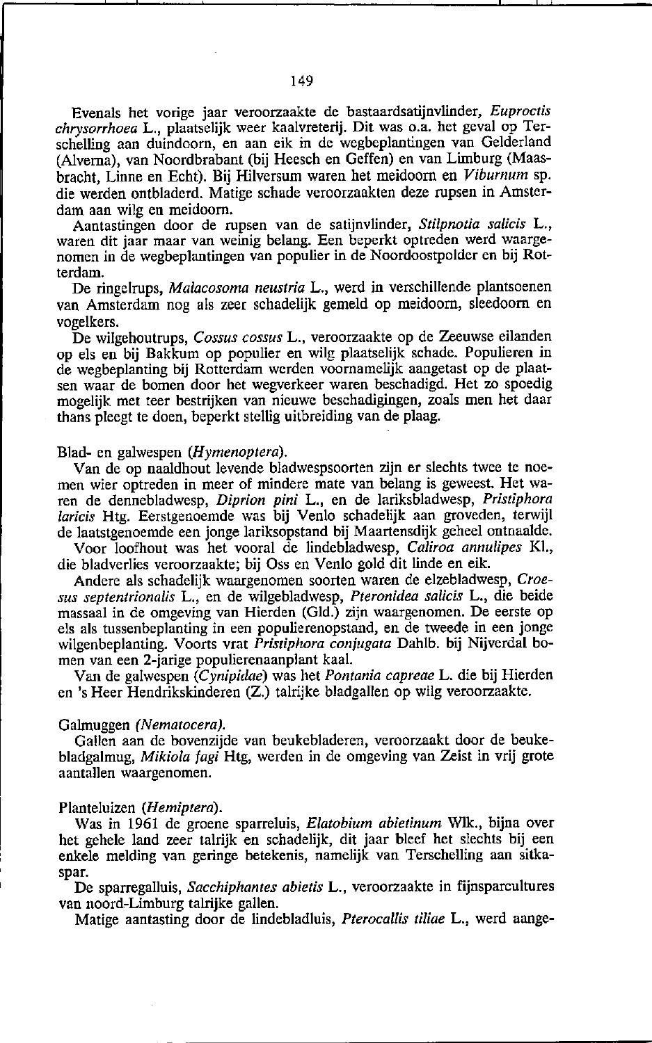Evenals het vorige jaar veroorzaakte de bastaardsatijnvlinder, *Euproctis chrysorrhoea* L., plaatselijk weer kaalvreterij. Dit was o.a. het geval op Terschelling aan duindoorn, en aan eik in de wegbeplantingen van Gelderland (Alverna), van Noordbrabant (bij Heesch en Geffen) en van Limburg (Maasbracht, Linne en Echt). Bij Hilversum waren het meidoorn en *Viburnum* sp. die werden ontbladerd. Matige schade veroorzaakten deze rupsen in Amsterdam aan wilg en meidoorn.

Aantastingen door de rupsen van de satijnvlinder, *Stilpnotia salicis* L., waren dit jaar maar van weinig belang. Een beperkt optreden werd waargenomen in de wegbeplantingen van populier in de Noordoostpolder en bij Rotterdam.

De ringelrups, *Malacosoma neustria* L., werd in verschillende plantsoenen van Amsterdam nog als zeer schadelijk gemeld op meidoorn, sleedoorn en vogelkers.

De wilgehoutrups, *Cossus cossus* L., veroorzaakte op de Zeeuwse eilanden op els en bij Bakkum op populier en wilg plaatselijk schade. Populieren in de wegbeplanting bij Rotterdam werden voornamelijk aangetast op de plaatsen waar de bomen door het wegverkeer waren beschadigd. Het zo spoedig mogelijk met teer bestrijken van nieuwe beschadigingen, zoals men het daar thans pleegt te doen, beperkt stellig uitbreiding van de plaag.

Blad- en galwespen (*Hymenoptera*).

Van de op naaldhout levende bladwespsoorten zijn er slechts twee te noemen wier optreden in meer of mindere mate van belang is geweest. Het waren de dennebladwesp, *Diprion pini* L., en de lariksbladwesp, *Pristiphora laricis* Htg. Eerstgenoemde was bij Venlo schadelijk aan groveden, terwijl de laatstgenoemde een jonge lariksopstand bij Maartensdijk geheel ontnaalde.

Voor loofhout was het vooral de lindebladwesp, *Caliroa annulipes* Kl., die bladverlies veroorzaakte; bij Oss en Venlo gold dit linde en eik.

Andere als schadelijk waargenomen soorten waren de elzebladwesp, *Croesus septentrionalis* L., en de wilgebladwesp, *Pteronidea salicis* L., die beide massaal in de omgeving van Hierden (Gld.) zijn waargenomen. De eerste op els als tussenbeplanting in een populierenopstand, en de tweede in een jonge wilgenbeplanting. Voorts vrat *Pristiphora conjugata* Dahlb. bij Nijverdal bomen van een 2-jarige populierenaanplant kaal.

Van de galwespen (*Cynipidae*) was het *Pontania capreae* L. die bij Hierden en 's Heer Hendrikskinderen (Z.) talrijke bladgallen op wilg veroorzaakte.

Galmuggen (*Nematocera*).

Gallen aan de bovenzijde van beukebladeren, veroorzaakt door de beukebladgalmug, *Mikiola fagi* Htg, werden in de omgeving van Zeist in vrij grote aantallen waargenomen.

Planteluizen (*Hemiptera*).

Was in 1961 de groene sparreluis, *Elatobium abietinum* Wlk., bijna over het gehele land zeer talrijk en schadelijk, dit jaar bleef het slechts bij een enkele melding van geringe betekenis, namelijk van Terschelling aan sitkaspar.

De sparregalluis, *Sacchiphantes abietis* L., veroorzaakte in fijnsparcultures van noord-Limburg talrijke gallen.

Matige aantasting door de lindebladluis, *Pterocallis tiliae* L., werd aange-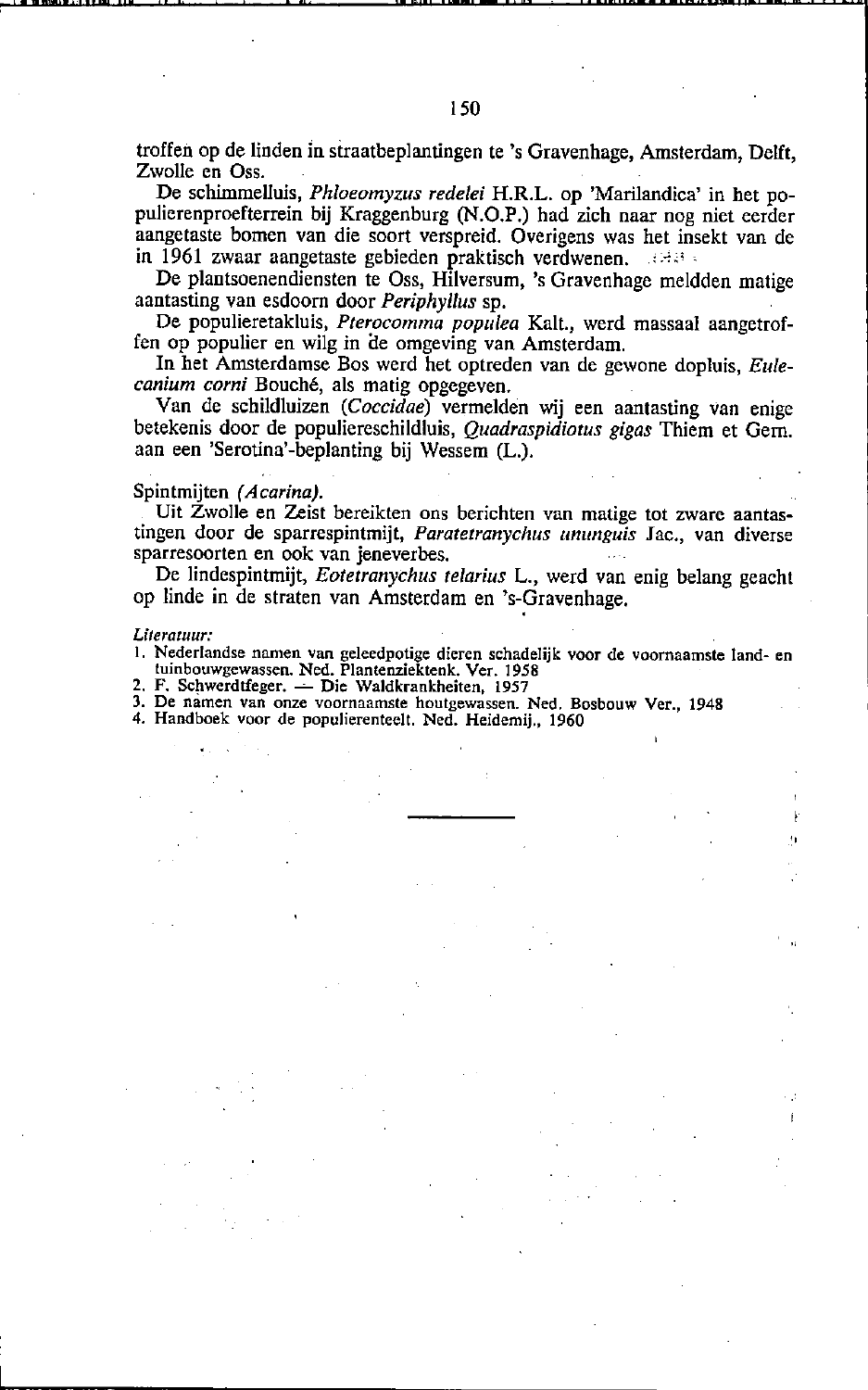troffen op de linden in straatbeplantingen te 's Gravenhage, Amsterdam, Delft, Zwolle en Oss.

De schimmelluis, *Phloeomyzus redelei* H.R.L. op 'Marilandica' in het populierenproefterrein bij Kraggenburg (N.O.P.) had zich naar nog niet eerder aangetaste bomen van die soort verspreid. Overigens was het insekt van de in 1961 zwaar aangetaste gebieden praktisch verdwenen.

De plantsoenendiensten te Oss, Hilversum, 's Gravenhage meldden matige aantasting van esdoorn door *Periphyllus* sp.

De populieretakluis, *Pterocomma populea* Kalt., werd massaal aangetroffen op populier en wilg in de omgeving van Amsterdam.

In het Amsterdamse Bos werd het optreden van de gewone dopluis, *Eulecanium corni* Bouché, als matig opgegeven.

Van de schildluizen (*Coccidae*) vermelden wij een aantasting van enige betekenis door de populiereschildluis, *Quadraspidiotus gigas* Thiem et Gern. aan een 'Serotina'-beplanting bij Wessem (L.).

Spintmijten *(Acarina)*.

Uit Zwolle en Zeist bereikten ons berichten van matige tot zware aantastingen door de sparrespintmijt, *Paratetranychus ununguis* Jac., van diverse sparresoorten en ook van jeneverbes.

De lindespintmijt, *Eotetranychus telarius* L., werd van enig belang geacht op linde in de straten van Amsterdam en 's-Gravenhage.

*Literatuur:*

1. Nederlandse namen van geleedpotige dieren schadelijk voor de voornaamste land- en tuinbouwgewassen. Ned. Plantenziektenk. Ver. 1958
2. F. Schwerdtfeger. — Die Waldkrankheiten, 1957
3. De namen van onze voornaamste houtgewassen. Ned. Bosbouw Ver., 1948
4. Handboek voor de populierenteelt. Ned. Heidemij., 1960